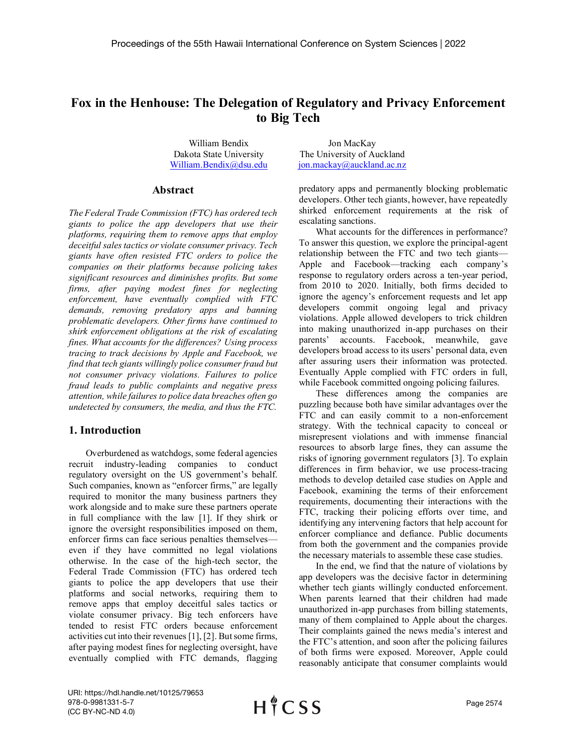# Fox in the Henhouse: The Delegation of Regulatory and Privacy Enforcement to Big Tech

William Bendix
Dakota State University
William.Bendix@dsu.edu

Jon MacKay
The University of Auckland
jon.mackay@auckland.ac.nz

## Abstract

*The Federal Trade Commission (FTC) has ordered tech giants to police the app developers that use their platforms, requiring them to remove apps that employ deceitful sales tactics or violate consumer privacy. Tech giants have often resisted FTC orders to police the companies on their platforms because policing takes significant resources and diminishes profits. But some firms, after paying modest fines for neglecting enforcement, have eventually complied with FTC demands, removing predatory apps and banning problematic developers. Other firms have continued to shirk enforcement obligations at the risk of escalating fines. What accounts for the differences? Using process tracing to track decisions by Apple and Facebook, we find that tech giants willingly police consumer fraud but not consumer privacy violations. Failures to police fraud leads to public complaints and negative press attention, while failures to police data breaches often go undetected by consumers, the media, and thus the FTC.*

## 1. Introduction

Overburdened as watchdogs, some federal agencies recruit industry-leading companies to conduct regulatory oversight on the US government's behalf. Such companies, known as "enforcer firms," are legally required to monitor the many business partners they work alongside and to make sure these partners operate in full compliance with the law [1]. If they shirk or ignore the oversight responsibilities imposed on them, enforcer firms can face serious penalties themselves—even if they have committed no legal violations otherwise. In the case of the high-tech sector, the Federal Trade Commission (FTC) has ordered tech giants to police the app developers that use their platforms and social networks, requiring them to remove apps that employ deceitful sales tactics or violate consumer privacy. Big tech enforcers have tended to resist FTC orders because enforcement activities cut into their revenues [1], [2]. But some firms, after paying modest fines for neglecting oversight, have eventually complied with FTC demands, flagging predatory apps and permanently blocking problematic developers. Other tech giants, however, have repeatedly shirked enforcement requirements at the risk of escalating sanctions.

What accounts for the differences in performance? To answer this question, we explore the principal-agent relationship between the FTC and two tech giants—Apple and Facebook—tracking each company's response to regulatory orders across a ten-year period, from 2010 to 2020. Initially, both firms decided to ignore the agency's enforcement requests and let app developers commit ongoing legal and privacy violations. Apple allowed developers to trick children into making unauthorized in-app purchases on their parents' accounts. Facebook, meanwhile, gave developers broad access to its users' personal data, even after assuring users their information was protected. Eventually Apple complied with FTC orders in full, while Facebook committed ongoing policing failures.

These differences among the companies are puzzling because both have similar advantages over the FTC and can easily commit to a non-enforcement strategy. With the technical capacity to conceal or misrepresent violations and with immense financial resources to absorb large fines, they can assume the risks of ignoring government regulators [3]. To explain differences in firm behavior, we use process-tracing methods to develop detailed case studies on Apple and Facebook, examining the terms of their enforcement requirements, documenting their interactions with the FTC, tracking their policing efforts over time, and identifying any intervening factors that help account for enforcer compliance and defiance. Public documents from both the government and the companies provide the necessary materials to assemble these case studies.

In the end, we find that the nature of violations by app developers was the decisive factor in determining whether tech giants willingly conducted enforcement. When parents learned that their children had made unauthorized in-app purchases from billing statements, many of them complained to Apple about the charges. Their complaints gained the news media's interest and the FTC's attention, and soon after the policing failures of both firms were exposed. Moreover, Apple could reasonably anticipate that consumer complaints would

URI: https://hdl.handle.net/10125/79653
978-0-9981331-5-7
(CC BY-NC-ND 4.0)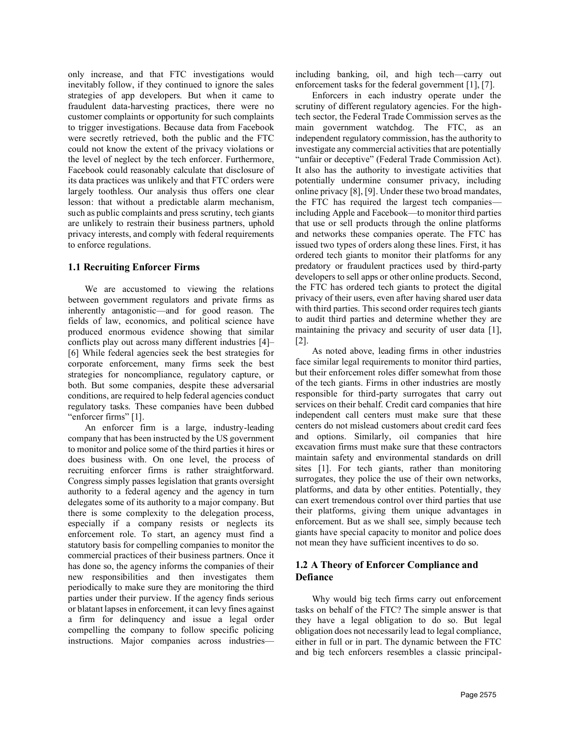only increase, and that FTC investigations would inevitably follow, if they continued to ignore the sales strategies of app developers. But when it came to fraudulent data-harvesting practices, there were no customer complaints or opportunity for such complaints to trigger investigations. Because data from Facebook were secretly retrieved, both the public and the FTC could not know the extent of the privacy violations or the level of neglect by the tech enforcer. Furthermore, Facebook could reasonably calculate that disclosure of its data practices was unlikely and that FTC orders were largely toothless. Our analysis thus offers one clear lesson: that without a predictable alarm mechanism, such as public complaints and press scrutiny, tech giants are unlikely to restrain their business partners, uphold privacy interests, and comply with federal requirements to enforce regulations.

### 1.1 Recruiting Enforcer Firms

We are accustomed to viewing the relations between government regulators and private firms as inherently antagonistic—and for good reason. The fields of law, economics, and political science have produced enormous evidence showing that similar conflicts play out across many different industries [4]–[6] While federal agencies seek the best strategies for corporate enforcement, many firms seek the best strategies for noncompliance, regulatory capture, or both. But some companies, despite these adversarial conditions, are required to help federal agencies conduct regulatory tasks. These companies have been dubbed "enforcer firms" [1].

An enforcer firm is a large, industry-leading company that has been instructed by the US government to monitor and police some of the third parties it hires or does business with. On one level, the process of recruiting enforcer firms is rather straightforward. Congress simply passes legislation that grants oversight authority to a federal agency and the agency in turn delegates some of its authority to a major company. But there is some complexity to the delegation process, especially if a company resists or neglects its enforcement role. To start, an agency must find a statutory basis for compelling companies to monitor the commercial practices of their business partners. Once it has done so, the agency informs the companies of their new responsibilities and then investigates them periodically to make sure they are monitoring the third parties under their purview. If the agency finds serious or blatant lapses in enforcement, it can levy fines against a firm for delinquency and issue a legal order compelling the company to follow specific policing instructions. Major companies across industries—including banking, oil, and high tech—carry out enforcement tasks for the federal government [1], [7].

Enforcers in each industry operate under the scrutiny of different regulatory agencies. For the high-tech sector, the Federal Trade Commission serves as the main government watchdog. The FTC, as an independent regulatory commission, has the authority to investigate any commercial activities that are potentially "unfair or deceptive" (Federal Trade Commission Act). It also has the authority to investigate activities that potentially undermine consumer privacy, including online privacy [8], [9]. Under these two broad mandates, the FTC has required the largest tech companies—including Apple and Facebook—to monitor third parties that use or sell products through the online platforms and networks these companies operate. The FTC has issued two types of orders along these lines. First, it has ordered tech giants to monitor their platforms for any predatory or fraudulent practices used by third-party developers to sell apps or other online products. Second, the FTC has ordered tech giants to protect the digital privacy of their users, even after having shared user data with third parties. This second order requires tech giants to audit third parties and determine whether they are maintaining the privacy and security of user data [1], [2].

As noted above, leading firms in other industries face similar legal requirements to monitor third parties, but their enforcement roles differ somewhat from those of the tech giants. Firms in other industries are mostly responsible for third-party surrogates that carry out services on their behalf. Credit card companies that hire independent call centers must make sure that these centers do not mislead customers about credit card fees and options. Similarly, oil companies that hire excavation firms must make sure that these contractors maintain safety and environmental standards on drill sites [1]. For tech giants, rather than monitoring surrogates, they police the use of their own networks, platforms, and data by other entities. Potentially, they can exert tremendous control over third parties that use their platforms, giving them unique advantages in enforcement. But as we shall see, simply because tech giants have special capacity to monitor and police does not mean they have sufficient incentives to do so.

### 1.2 A Theory of Enforcer Compliance and Defiance

Why would big tech firms carry out enforcement tasks on behalf of the FTC? The simple answer is that they have a legal obligation to do so. But legal obligation does not necessarily lead to legal compliance, either in full or in part. The dynamic between the FTC and big tech enforcers resembles a classic principal-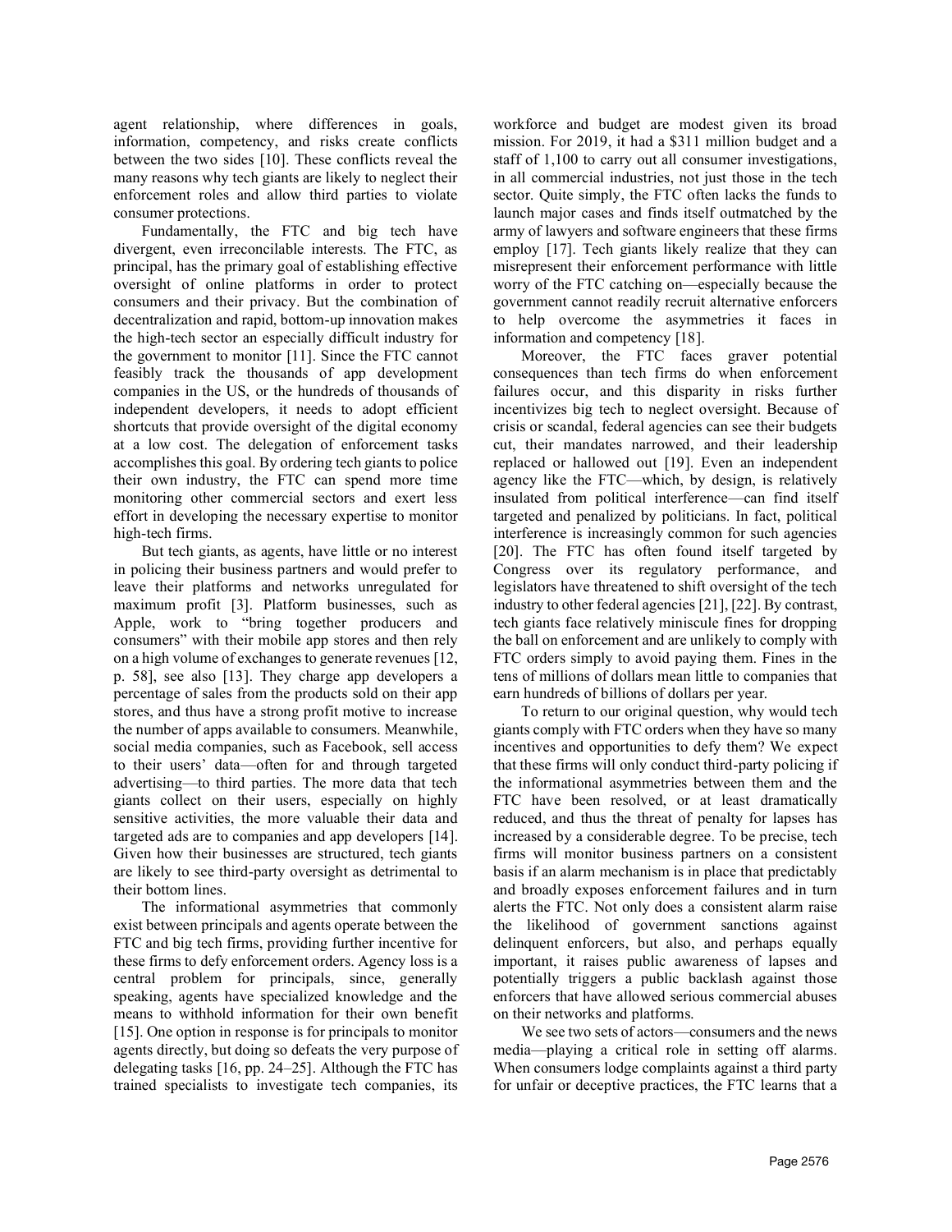agent relationship, where differences in goals, information, competency, and risks create conflicts between the two sides [10]. These conflicts reveal the many reasons why tech giants are likely to neglect their enforcement roles and allow third parties to violate consumer protections.

Fundamentally, the FTC and big tech have divergent, even irreconcilable interests. The FTC, as principal, has the primary goal of establishing effective oversight of online platforms in order to protect consumers and their privacy. But the combination of decentralization and rapid, bottom-up innovation makes the high-tech sector an especially difficult industry for the government to monitor [11]. Since the FTC cannot feasibly track the thousands of app development companies in the US, or the hundreds of thousands of independent developers, it needs to adopt efficient shortcuts that provide oversight of the digital economy at a low cost. The delegation of enforcement tasks accomplishes this goal. By ordering tech giants to police their own industry, the FTC can spend more time monitoring other commercial sectors and exert less effort in developing the necessary expertise to monitor high-tech firms.

But tech giants, as agents, have little or no interest in policing their business partners and would prefer to leave their platforms and networks unregulated for maximum profit [3]. Platform businesses, such as Apple, work to "bring together producers and consumers" with their mobile app stores and then rely on a high volume of exchanges to generate revenues [12, p. 58], see also [13]. They charge app developers a percentage of sales from the products sold on their app stores, and thus have a strong profit motive to increase the number of apps available to consumers. Meanwhile, social media companies, such as Facebook, sell access to their users' data—often for and through targeted advertising—to third parties. The more data that tech giants collect on their users, especially on highly sensitive activities, the more valuable their data and targeted ads are to companies and app developers [14]. Given how their businesses are structured, tech giants are likely to see third-party oversight as detrimental to their bottom lines.

The informational asymmetries that commonly exist between principals and agents operate between the FTC and big tech firms, providing further incentive for these firms to defy enforcement orders. Agency loss is a central problem for principals, since, generally speaking, agents have specialized knowledge and the means to withhold information for their own benefit [15]. One option in response is for principals to monitor agents directly, but doing so defeats the very purpose of delegating tasks [16, pp. 24–25]. Although the FTC has trained specialists to investigate tech companies, its workforce and budget are modest given its broad mission. For 2019, it had a $311 million budget and a staff of 1,100 to carry out all consumer investigations, in all commercial industries, not just those in the tech sector. Quite simply, the FTC often lacks the funds to launch major cases and finds itself outmatched by the army of lawyers and software engineers that these firms employ [17]. Tech giants likely realize that they can misrepresent their enforcement performance with little worry of the FTC catching on—especially because the government cannot readily recruit alternative enforcers to help overcome the asymmetries it faces in information and competency [18].

Moreover, the FTC faces graver potential consequences than tech firms do when enforcement failures occur, and this disparity in risks further incentivizes big tech to neglect oversight. Because of crisis or scandal, federal agencies can see their budgets cut, their mandates narrowed, and their leadership replaced or hallowed out [19]. Even an independent agency like the FTC—which, by design, is relatively insulated from political interference—can find itself targeted and penalized by politicians. In fact, political interference is increasingly common for such agencies [20]. The FTC has often found itself targeted by Congress over its regulatory performance, and legislators have threatened to shift oversight of the tech industry to other federal agencies [21], [22]. By contrast, tech giants face relatively miniscule fines for dropping the ball on enforcement and are unlikely to comply with FTC orders simply to avoid paying them. Fines in the tens of millions of dollars mean little to companies that earn hundreds of billions of dollars per year.

To return to our original question, why would tech giants comply with FTC orders when they have so many incentives and opportunities to defy them? We expect that these firms will only conduct third-party policing if the informational asymmetries between them and the FTC have been resolved, or at least dramatically reduced, and thus the threat of penalty for lapses has increased by a considerable degree. To be precise, tech firms will monitor business partners on a consistent basis if an alarm mechanism is in place that predictably and broadly exposes enforcement failures and in turn alerts the FTC. Not only does a consistent alarm raise the likelihood of government sanctions against delinquent enforcers, but also, and perhaps equally important, it raises public awareness of lapses and potentially triggers a public backlash against those enforcers that have allowed serious commercial abuses on their networks and platforms.

We see two sets of actors—consumers and the news media—playing a critical role in setting off alarms. When consumers lodge complaints against a third party for unfair or deceptive practices, the FTC learns that a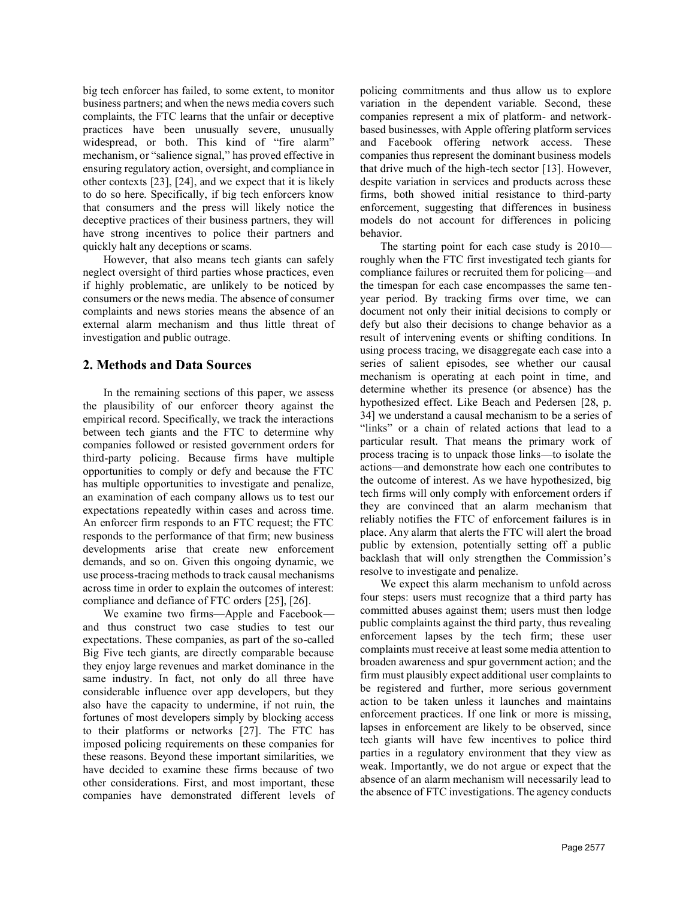big tech enforcer has failed, to some extent, to monitor business partners; and when the news media covers such complaints, the FTC learns that the unfair or deceptive practices have been unusually severe, unusually widespread, or both. This kind of "fire alarm" mechanism, or "salience signal," has proved effective in ensuring regulatory action, oversight, and compliance in other contexts [23], [24], and we expect that it is likely to do so here. Specifically, if big tech enforcers know that consumers and the press will likely notice the deceptive practices of their business partners, they will have strong incentives to police their partners and quickly halt any deceptions or scams.

However, that also means tech giants can safely neglect oversight of third parties whose practices, even if highly problematic, are unlikely to be noticed by consumers or the news media. The absence of consumer complaints and news stories means the absence of an external alarm mechanism and thus little threat of investigation and public outrage.

## 2. Methods and Data Sources

In the remaining sections of this paper, we assess the plausibility of our enforcer theory against the empirical record. Specifically, we track the interactions between tech giants and the FTC to determine why companies followed or resisted government orders for third-party policing. Because firms have multiple opportunities to comply or defy and because the FTC has multiple opportunities to investigate and penalize, an examination of each company allows us to test our expectations repeatedly within cases and across time. An enforcer firm responds to an FTC request; the FTC responds to the performance of that firm; new business developments arise that create new enforcement demands, and so on. Given this ongoing dynamic, we use process-tracing methods to track causal mechanisms across time in order to explain the outcomes of interest: compliance and defiance of FTC orders [25], [26].

We examine two firms—Apple and Facebook—and thus construct two case studies to test our expectations. These companies, as part of the so-called Big Five tech giants, are directly comparable because they enjoy large revenues and market dominance in the same industry. In fact, not only do all three have considerable influence over app developers, but they also have the capacity to undermine, if not ruin, the fortunes of most developers simply by blocking access to their platforms or networks [27]. The FTC has imposed policing requirements on these companies for these reasons. Beyond these important similarities, we have decided to examine these firms because of two other considerations. First, and most important, these companies have demonstrated different levels of policing commitments and thus allow us to explore variation in the dependent variable. Second, these companies represent a mix of platform- and network-based businesses, with Apple offering platform services and Facebook offering network access. These companies thus represent the dominant business models that drive much of the high-tech sector [13]. However, despite variation in services and products across these firms, both showed initial resistance to third-party enforcement, suggesting that differences in business models do not account for differences in policing behavior.

The starting point for each case study is 2010—roughly when the FTC first investigated tech giants for compliance failures or recruited them for policing—and the timespan for each case encompasses the same ten-year period. By tracking firms over time, we can document not only their initial decisions to comply or defy but also their decisions to change behavior as a result of intervening events or shifting conditions. In using process tracing, we disaggregate each case into a series of salient episodes, see whether our causal mechanism is operating at each point in time, and determine whether its presence (or absence) has the hypothesized effect. Like Beach and Pedersen [28, p. 34] we understand a causal mechanism to be a series of "links" or a chain of related actions that lead to a particular result. That means the primary work of process tracing is to unpack those links—to isolate the actions—and demonstrate how each one contributes to the outcome of interest. As we have hypothesized, big tech firms will only comply with enforcement orders if they are convinced that an alarm mechanism that reliably notifies the FTC of enforcement failures is in place. Any alarm that alerts the FTC will alert the broad public by extension, potentially setting off a public backlash that will only strengthen the Commission's resolve to investigate and penalize.

We expect this alarm mechanism to unfold across four steps: users must recognize that a third party has committed abuses against them; users must then lodge public complaints against the third party, thus revealing enforcement lapses by the tech firm; these user complaints must receive at least some media attention to broaden awareness and spur government action; and the firm must plausibly expect additional user complaints to be registered and further, more serious government action to be taken unless it launches and maintains enforcement practices. If one link or more is missing, lapses in enforcement are likely to be observed, since tech giants will have few incentives to police third parties in a regulatory environment that they view as weak. Importantly, we do not argue or expect that the absence of an alarm mechanism will necessarily lead to the absence of FTC investigations. The agency conducts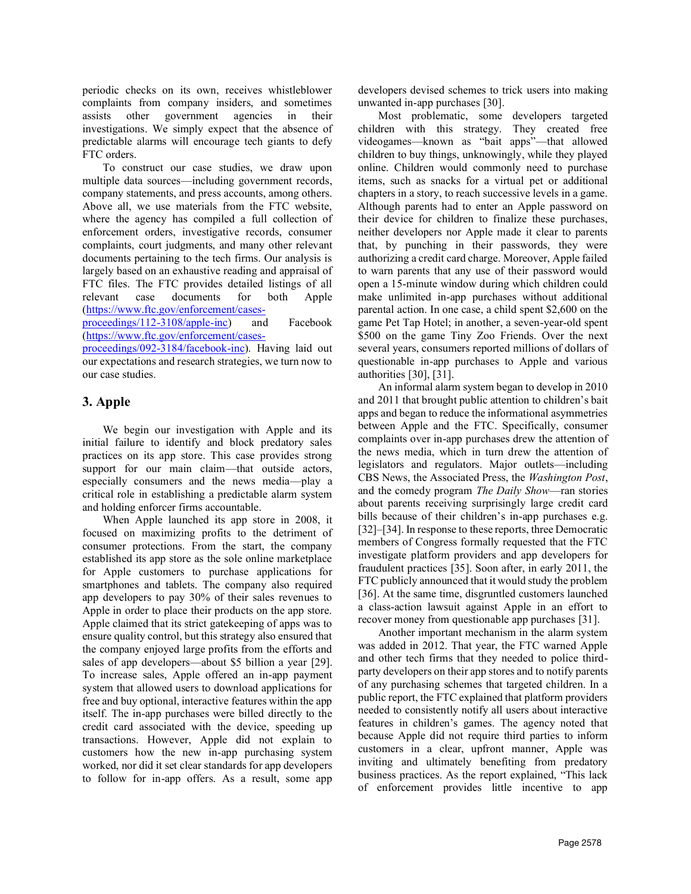periodic checks on its own, receives whistleblower complaints from company insiders, and sometimes assists other government agencies in their investigations. We simply expect that the absence of predictable alarms will encourage tech giants to defy FTC orders.

To construct our case studies, we draw upon multiple data sources—including government records, company statements, and press accounts, among others. Above all, we use materials from the FTC website, where the agency has compiled a full collection of enforcement orders, investigative records, consumer complaints, court judgments, and many other relevant documents pertaining to the tech firms. Our analysis is largely based on an exhaustive reading and appraisal of FTC files. The FTC provides detailed listings of all relevant case documents for both Apple (https://www.ftc.gov/enforcement/cases-proceedings/112-3108/apple-inc) and Facebook (https://www.ftc.gov/enforcement/cases-proceedings/092-3184/facebook-inc). Having laid out our expectations and research strategies, we turn now to our case studies.

## 3. Apple

We begin our investigation with Apple and its initial failure to identify and block predatory sales practices on its app store. This case provides strong support for our main claim—that outside actors, especially consumers and the news media—play a critical role in establishing a predictable alarm system and holding enforcer firms accountable.

When Apple launched its app store in 2008, it focused on maximizing profits to the detriment of consumer protections. From the start, the company established its app store as the sole online marketplace for Apple customers to purchase applications for smartphones and tablets. The company also required app developers to pay 30% of their sales revenues to Apple in order to place their products on the app store. Apple claimed that its strict gatekeeping of apps was to ensure quality control, but this strategy also ensured that the company enjoyed large profits from the efforts and sales of app developers—about $5 billion a year [29]. To increase sales, Apple offered an in-app payment system that allowed users to download applications for free and buy optional, interactive features within the app itself. The in-app purchases were billed directly to the credit card associated with the device, speeding up transactions. However, Apple did not explain to customers how the new in-app purchasing system worked, nor did it set clear standards for app developers to follow for in-app offers. As a result, some app developers devised schemes to trick users into making unwanted in-app purchases [30].

Most problematic, some developers targeted children with this strategy. They created free videogames—known as "bait apps"—that allowed children to buy things, unknowingly, while they played online. Children would commonly need to purchase items, such as snacks for a virtual pet or additional chapters in a story, to reach successive levels in a game. Although parents had to enter an Apple password on their device for children to finalize these purchases, neither developers nor Apple made it clear to parents that, by punching in their passwords, they were authorizing a credit card charge. Moreover, Apple failed to warn parents that any use of their password would open a 15-minute window during which children could make unlimited in-app purchases without additional parental action. In one case, a child spent $2,600 on the game Pet Tap Hotel; in another, a seven-year-old spent $500 on the game Tiny Zoo Friends. Over the next several years, consumers reported millions of dollars of questionable in-app purchases to Apple and various authorities [30], [31].

An informal alarm system began to develop in 2010 and 2011 that brought public attention to children's bait apps and began to reduce the informational asymmetries between Apple and the FTC. Specifically, consumer complaints over in-app purchases drew the attention of the news media, which in turn drew the attention of legislators and regulators. Major outlets—including CBS News, the Associated Press, the *Washington Post*, and the comedy program *The Daily Show*—ran stories about parents receiving surprisingly large credit card bills because of their children's in-app purchases e.g. [32]–[34]. In response to these reports, three Democratic members of Congress formally requested that the FTC investigate platform providers and app developers for fraudulent practices [35]. Soon after, in early 2011, the FTC publicly announced that it would study the problem [36]. At the same time, disgruntled customers launched a class-action lawsuit against Apple in an effort to recover money from questionable app purchases [31].

Another important mechanism in the alarm system was added in 2012. That year, the FTC warned Apple and other tech firms that they needed to police third-party developers on their app stores and to notify parents of any purchasing schemes that targeted children. In a public report, the FTC explained that platform providers needed to consistently notify all users about interactive features in children's games. The agency noted that because Apple did not require third parties to inform customers in a clear, upfront manner, Apple was inviting and ultimately benefiting from predatory business practices. As the report explained, "This lack of enforcement provides little incentive to app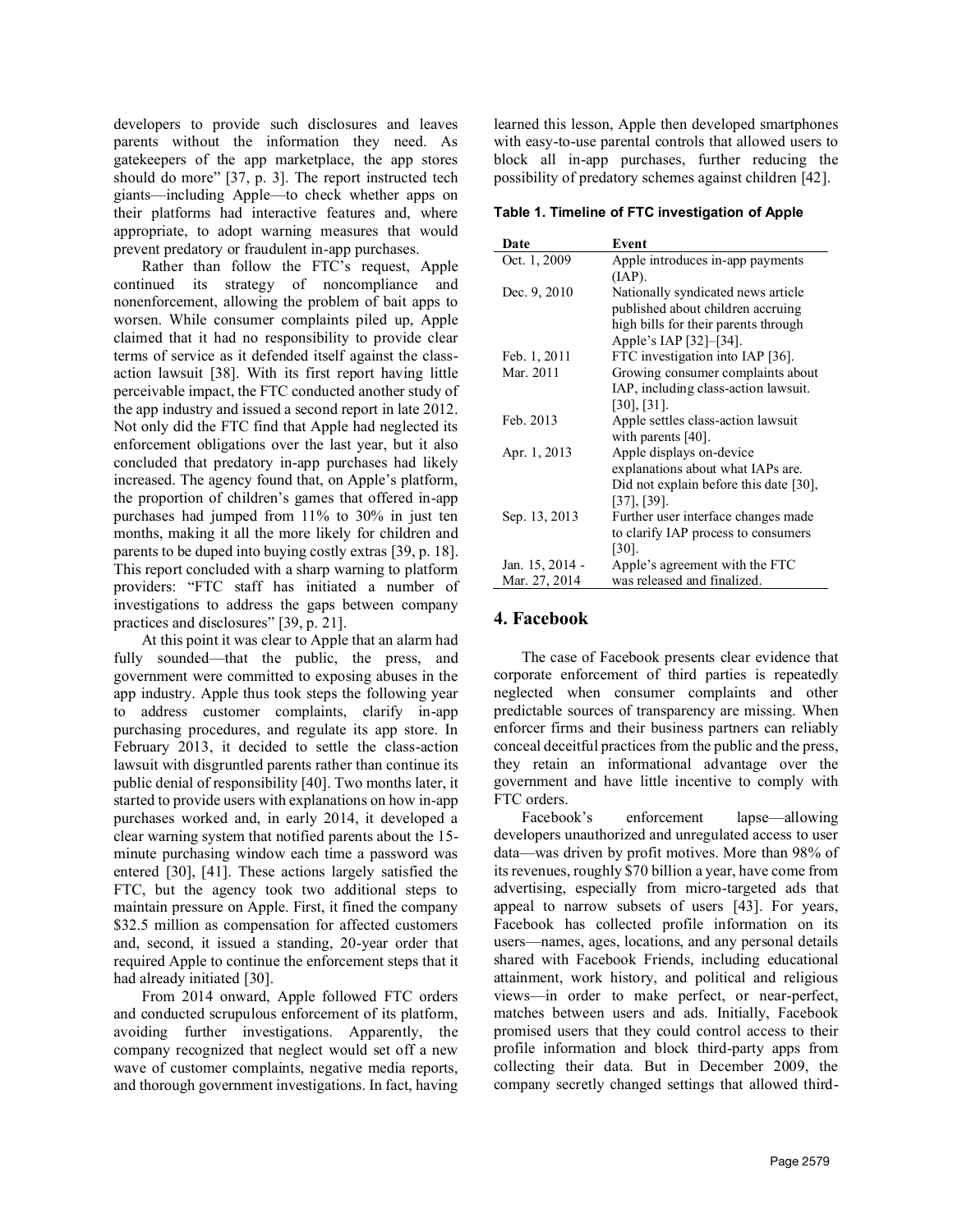developers to provide such disclosures and leaves parents without the information they need. As gatekeepers of the app marketplace, the app stores should do more" [37, p. 3]. The report instructed tech giants—including Apple—to check whether apps on their platforms had interactive features and, where appropriate, to adopt warning measures that would prevent predatory or fraudulent in-app purchases.

Rather than follow the FTC's request, Apple continued its strategy of noncompliance and nonenforcement, allowing the problem of bait apps to worsen. While consumer complaints piled up, Apple claimed that it had no responsibility to provide clear terms of service as it defended itself against the class-action lawsuit [38]. With its first report having little perceivable impact, the FTC conducted another study of the app industry and issued a second report in late 2012. Not only did the FTC find that Apple had neglected its enforcement obligations over the last year, but it also concluded that predatory in-app purchases had likely increased. The agency found that, on Apple's platform, the proportion of children's games that offered in-app purchases had jumped from 11% to 30% in just ten months, making it all the more likely for children and parents to be duped into buying costly extras [39, p. 18]. This report concluded with a sharp warning to platform providers: "FTC staff has initiated a number of investigations to address the gaps between company practices and disclosures" [39, p. 21].

At this point it was clear to Apple that an alarm had fully sounded—that the public, the press, and government were committed to exposing abuses in the app industry. Apple thus took steps the following year to address customer complaints, clarify in-app purchasing procedures, and regulate its app store. In February 2013, it decided to settle the class-action lawsuit with disgruntled parents rather than continue its public denial of responsibility [40]. Two months later, it started to provide users with explanations on how in-app purchases worked and, in early 2014, it developed a clear warning system that notified parents about the 15-minute purchasing window each time a password was entered [30], [41]. These actions largely satisfied the FTC, but the agency took two additional steps to maintain pressure on Apple. First, it fined the company $32.5 million as compensation for affected customers and, second, it issued a standing, 20-year order that required Apple to continue the enforcement steps that it had already initiated [30].

From 2014 onward, Apple followed FTC orders and conducted scrupulous enforcement of its platform, avoiding further investigations. Apparently, the company recognized that neglect would set off a new wave of customer complaints, negative media reports, and thorough government investigations. In fact, having learned this lesson, Apple then developed smartphones with easy-to-use parental controls that allowed users to block all in-app purchases, further reducing the possibility of predatory schemes against children [42].

**Table 1. Timeline of FTC investigation of Apple**

| Date | Event |
| --- | --- |
| Oct. 1, 2009 | Apple introduces in-app payments (IAP). |
| Dec. 9, 2010 | Nationally syndicated news article published about children accruing high bills for their parents through Apple's IAP [32]–[34]. |
| Feb. 1, 2011 | FTC investigation into IAP [36]. |
| Mar. 2011 | Growing consumer complaints about IAP, including class-action lawsuit. [30], [31]. |
| Feb. 2013 | Apple settles class-action lawsuit with parents [40]. |
| Apr. 1, 2013 | Apple displays on-device explanations about what IAPs are. Did not explain before this date [30], [37], [39]. |
| Sep. 13, 2013 | Further user interface changes made to clarify IAP process to consumers [30]. |
| Jan. 15, 2014 - Mar. 27, 2014 | Apple's agreement with the FTC was released and finalized. |

## 4. Facebook

The case of Facebook presents clear evidence that corporate enforcement of third parties is repeatedly neglected when consumer complaints and other predictable sources of transparency are missing. When enforcer firms and their business partners can reliably conceal deceitful practices from the public and the press, they retain an informational advantage over the government and have little incentive to comply with FTC orders.

Facebook's enforcement lapse—allowing developers unauthorized and unregulated access to user data—was driven by profit motives. More than 98% of its revenues, roughly $70 billion a year, have come from advertising, especially from micro-targeted ads that appeal to narrow subsets of users [43]. For years, Facebook has collected profile information on its users—names, ages, locations, and any personal details shared with Facebook Friends, including educational attainment, work history, and political and religious views—in order to make perfect, or near-perfect, matches between users and ads. Initially, Facebook promised users that they could control access to their profile information and block third-party apps from collecting their data. But in December 2009, the company secretly changed settings that allowed third-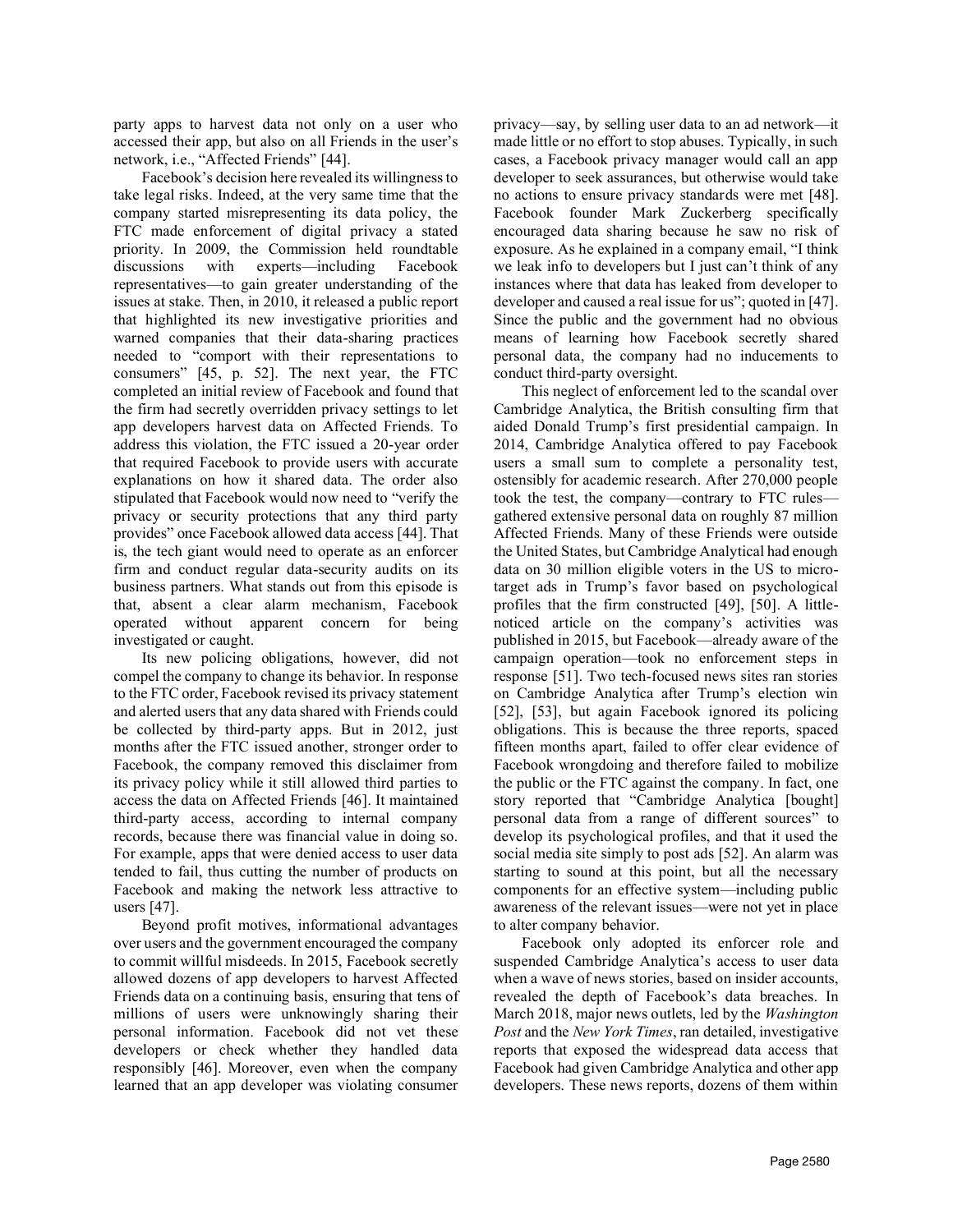party apps to harvest data not only on a user who accessed their app, but also on all Friends in the user's network, i.e., "Affected Friends" [44].

Facebook's decision here revealed its willingness to take legal risks. Indeed, at the very same time that the company started misrepresenting its data policy, the FTC made enforcement of digital privacy a stated priority. In 2009, the Commission held roundtable discussions with experts—including Facebook representatives—to gain greater understanding of the issues at stake. Then, in 2010, it released a public report that highlighted its new investigative priorities and warned companies that their data-sharing practices needed to "comport with their representations to consumers" [45, p. 52]. The next year, the FTC completed an initial review of Facebook and found that the firm had secretly overridden privacy settings to let app developers harvest data on Affected Friends. To address this violation, the FTC issued a 20-year order that required Facebook to provide users with accurate explanations on how it shared data. The order also stipulated that Facebook would now need to "verify the privacy or security protections that any third party provides" once Facebook allowed data access [44]. That is, the tech giant would need to operate as an enforcer firm and conduct regular data-security audits on its business partners. What stands out from this episode is that, absent a clear alarm mechanism, Facebook operated without apparent concern for being investigated or caught.

Its new policing obligations, however, did not compel the company to change its behavior. In response to the FTC order, Facebook revised its privacy statement and alerted users that any data shared with Friends could be collected by third-party apps. But in 2012, just months after the FTC issued another, stronger order to Facebook, the company removed this disclaimer from its privacy policy while it still allowed third parties to access the data on Affected Friends [46]. It maintained third-party access, according to internal company records, because there was financial value in doing so. For example, apps that were denied access to user data tended to fail, thus cutting the number of products on Facebook and making the network less attractive to users [47].

Beyond profit motives, informational advantages over users and the government encouraged the company to commit willful misdeeds. In 2015, Facebook secretly allowed dozens of app developers to harvest Affected Friends data on a continuing basis, ensuring that tens of millions of users were unknowingly sharing their personal information. Facebook did not vet these developers or check whether they handled data responsibly [46]. Moreover, even when the company learned that an app developer was violating consumer privacy—say, by selling user data to an ad network—it made little or no effort to stop abuses. Typically, in such cases, a Facebook privacy manager would call an app developer to seek assurances, but otherwise would take no actions to ensure privacy standards were met [48]. Facebook founder Mark Zuckerberg specifically encouraged data sharing because he saw no risk of exposure. As he explained in a company email, "I think we leak info to developers but I just can't think of any instances where that data has leaked from developer to developer and caused a real issue for us"; quoted in [47]. Since the public and the government had no obvious means of learning how Facebook secretly shared personal data, the company had no inducements to conduct third-party oversight.

This neglect of enforcement led to the scandal over Cambridge Analytica, the British consulting firm that aided Donald Trump's first presidential campaign. In 2014, Cambridge Analytica offered to pay Facebook users a small sum to complete a personality test, ostensibly for academic research. After 270,000 people took the test, the company—contrary to FTC rules—gathered extensive personal data on roughly 87 million Affected Friends. Many of these Friends were outside the United States, but Cambridge Analytical had enough data on 30 million eligible voters in the US to micro-target ads in Trump's favor based on psychological profiles that the firm constructed [49], [50]. A little-noticed article on the company's activities was published in 2015, but Facebook—already aware of the campaign operation—took no enforcement steps in response [51]. Two tech-focused news sites ran stories on Cambridge Analytica after Trump's election win [52], [53], but again Facebook ignored its policing obligations. This is because the three reports, spaced fifteen months apart, failed to offer clear evidence of Facebook wrongdoing and therefore failed to mobilize the public or the FTC against the company. In fact, one story reported that "Cambridge Analytica [bought] personal data from a range of different sources" to develop its psychological profiles, and that it used the social media site simply to post ads [52]. An alarm was starting to sound at this point, but all the necessary components for an effective system—including public awareness of the relevant issues—were not yet in place to alter company behavior.

Facebook only adopted its enforcer role and suspended Cambridge Analytica's access to user data when a wave of news stories, based on insider accounts, revealed the depth of Facebook's data breaches. In March 2018, major news outlets, led by the *Washington Post* and the *New York Times*, ran detailed, investigative reports that exposed the widespread data access that Facebook had given Cambridge Analytica and other app developers. These news reports, dozens of them within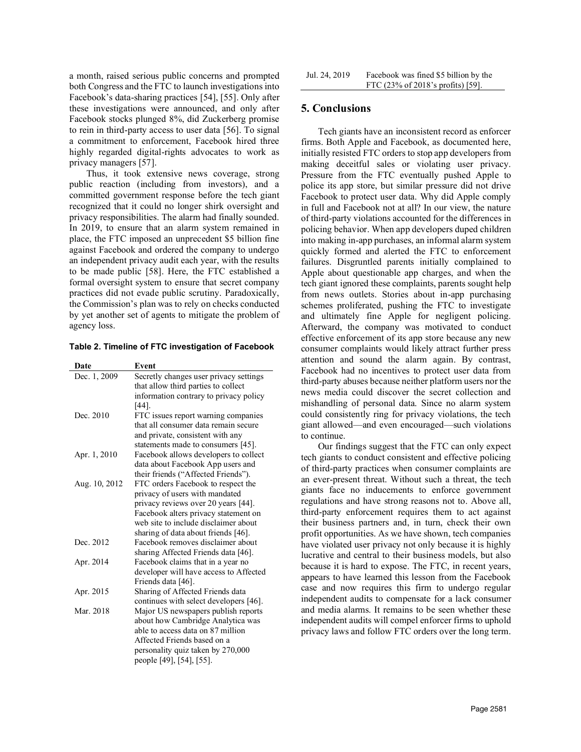a month, raised serious public concerns and prompted both Congress and the FTC to launch investigations into Facebook's data-sharing practices [54], [55]. Only after these investigations were announced, and only after Facebook stocks plunged 8%, did Zuckerberg promise to rein in third-party access to user data [56]. To signal a commitment to enforcement, Facebook hired three highly regarded digital-rights advocates to work as privacy managers [57].

Thus, it took extensive news coverage, strong public reaction (including from investors), and a committed government response before the tech giant recognized that it could no longer shirk oversight and privacy responsibilities. The alarm had finally sounded. In 2019, to ensure that an alarm system remained in place, the FTC imposed an unprecedent $5 billion fine against Facebook and ordered the company to undergo an independent privacy audit each year, with the results to be made public [58]. Here, the FTC established a formal oversight system to ensure that secret company practices did not evade public scrutiny. Paradoxically, the Commission's plan was to rely on checks conducted by yet another set of agents to mitigate the problem of agency loss.

**Table 2. Timeline of FTC investigation of Facebook**

| Date | Event |
|---|---|
| Dec. 1, 2009 | Secretly changes user privacy settings that allow third parties to collect information contrary to privacy policy [44]. |
| Dec. 2010 | FTC issues report warning companies that all consumer data remain secure and private, consistent with any statements made to consumers [45]. |
| Apr. 1, 2010 | Facebook allows developers to collect data about Facebook App users and their friends ("Affected Friends"). |
| Aug. 10, 2012 | FTC orders Facebook to respect the privacy of users with mandated privacy reviews over 20 years [44]. Facebook alters privacy statement on web site to include disclaimer about sharing of data about friends [46]. |
| Dec. 2012 | Facebook removes disclaimer about sharing Affected Friends data [46]. |
| Apr. 2014 | Facebook claims that in a year no developer will have access to Affected Friends data [46]. |
| Apr. 2015 | Sharing of Affected Friends data continues with select developers [46]. |
| Mar. 2018 | Major US newspapers publish reports about how Cambridge Analytica was able to access data on 87 million Affected Friends based on a personality quiz taken by 270,000 people [49], [54], [55]. |
| Jul. 24, 2019 | Facebook was fined $5 billion by the FTC (23% of 2018's profits) [59]. |

## 5. Conclusions

Tech giants have an inconsistent record as enforcer firms. Both Apple and Facebook, as documented here, initially resisted FTC orders to stop app developers from making deceitful sales or violating user privacy. Pressure from the FTC eventually pushed Apple to police its app store, but similar pressure did not drive Facebook to protect user data. Why did Apple comply in full and Facebook not at all? In our view, the nature of third-party violations accounted for the differences in policing behavior. When app developers duped children into making in-app purchases, an informal alarm system quickly formed and alerted the FTC to enforcement failures. Disgruntled parents initially complained to Apple about questionable app charges, and when the tech giant ignored these complaints, parents sought help from news outlets. Stories about in-app purchasing schemes proliferated, pushing the FTC to investigate and ultimately fine Apple for negligent policing. Afterward, the company was motivated to conduct effective enforcement of its app store because any new consumer complaints would likely attract further press attention and sound the alarm again. By contrast, Facebook had no incentives to protect user data from third-party abuses because neither platform users nor the news media could discover the secret collection and mishandling of personal data. Since no alarm system could consistently ring for privacy violations, the tech giant allowed—and even encouraged—such violations to continue.

Our findings suggest that the FTC can only expect tech giants to conduct consistent and effective policing of third-party practices when consumer complaints are an ever-present threat. Without such a threat, the tech giants face no inducements to enforce government regulations and have strong reasons not to. Above all, third-party enforcement requires them to act against their business partners and, in turn, check their own profit opportunities. As we have shown, tech companies have violated user privacy not only because it is highly lucrative and central to their business models, but also because it is hard to expose. The FTC, in recent years, appears to have learned this lesson from the Facebook case and now requires this firm to undergo regular independent audits to compensate for a lack consumer and media alarms. It remains to be seen whether these independent audits will compel enforcer firms to uphold privacy laws and follow FTC orders over the long term.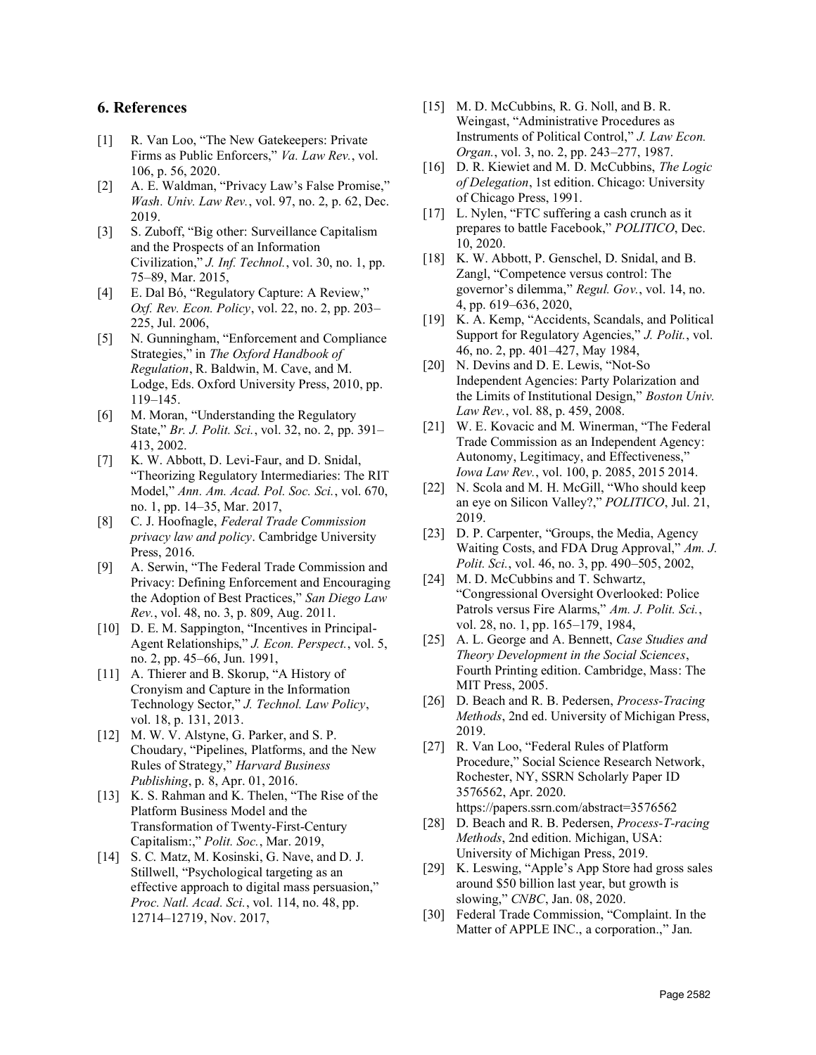## 6. References

[1] R. Van Loo, "The New Gatekeepers: Private Firms as Public Enforcers," *Va. Law Rev.*, vol. 106, p. 56, 2020.

[2] A. E. Waldman, "Privacy Law's False Promise," *Wash. Univ. Law Rev.*, vol. 97, no. 2, p. 62, Dec. 2019.

[3] S. Zuboff, "Big other: Surveillance Capitalism and the Prospects of an Information Civilization," *J. Inf. Technol.*, vol. 30, no. 1, pp. 75–89, Mar. 2015,

[4] E. Dal Bó, "Regulatory Capture: A Review," *Oxf. Rev. Econ. Policy*, vol. 22, no. 2, pp. 203–225, Jul. 2006,

[5] N. Gunningham, "Enforcement and Compliance Strategies," in *The Oxford Handbook of Regulation*, R. Baldwin, M. Cave, and M. Lodge, Eds. Oxford University Press, 2010, pp. 119–145.

[6] M. Moran, "Understanding the Regulatory State," *Br. J. Polit. Sci.*, vol. 32, no. 2, pp. 391–413, 2002.

[7] K. W. Abbott, D. Levi-Faur, and D. Snidal, "Theorizing Regulatory Intermediaries: The RIT Model," *Ann. Am. Acad. Pol. Soc. Sci.*, vol. 670, no. 1, pp. 14–35, Mar. 2017,

[8] C. J. Hoofnagle, *Federal Trade Commission privacy law and policy*. Cambridge University Press, 2016.

[9] A. Serwin, "The Federal Trade Commission and Privacy: Defining Enforcement and Encouraging the Adoption of Best Practices," *San Diego Law Rev.*, vol. 48, no. 3, p. 809, Aug. 2011.

[10] D. E. M. Sappington, "Incentives in Principal-Agent Relationships," *J. Econ. Perspect.*, vol. 5, no. 2, pp. 45–66, Jun. 1991,

[11] A. Thierer and B. Skorup, "A History of Cronyism and Capture in the Information Technology Sector," *J. Technol. Law Policy*, vol. 18, p. 131, 2013.

[12] M. W. V. Alstyne, G. Parker, and S. P. Choudary, "Pipelines, Platforms, and the New Rules of Strategy," *Harvard Business Publishing*, p. 8, Apr. 01, 2016.

[13] K. S. Rahman and K. Thelen, "The Rise of the Platform Business Model and the Transformation of Twenty-First-Century Capitalism:," *Polit. Soc.*, Mar. 2019,

[14] S. C. Matz, M. Kosinski, G. Nave, and D. J. Stillwell, "Psychological targeting as an effective approach to digital mass persuasion," *Proc. Natl. Acad. Sci.*, vol. 114, no. 48, pp. 12714–12719, Nov. 2017,

[15] M. D. McCubbins, R. G. Noll, and B. R. Weingast, "Administrative Procedures as Instruments of Political Control," *J. Law Econ. Organ.*, vol. 3, no. 2, pp. 243–277, 1987.

[16] D. R. Kiewiet and M. D. McCubbins, *The Logic of Delegation*, 1st edition. Chicago: University of Chicago Press, 1991.

[17] L. Nylen, "FTC suffering a cash crunch as it prepares to battle Facebook," *POLITICO*, Dec. 10, 2020.

[18] K. W. Abbott, P. Genschel, D. Snidal, and B. Zangl, "Competence versus control: The governor's dilemma," *Regul. Gov.*, vol. 14, no. 4, pp. 619–636, 2020,

[19] K. A. Kemp, "Accidents, Scandals, and Political Support for Regulatory Agencies," *J. Polit.*, vol. 46, no. 2, pp. 401–427, May 1984,

[20] N. Devins and D. E. Lewis, "Not-So Independent Agencies: Party Polarization and the Limits of Institutional Design," *Boston Univ. Law Rev.*, vol. 88, p. 459, 2008.

[21] W. E. Kovacic and M. Winerman, "The Federal Trade Commission as an Independent Agency: Autonomy, Legitimacy, and Effectiveness," *Iowa Law Rev.*, vol. 100, p. 2085, 2015 2014.

[22] N. Scola and M. H. McGill, "Who should keep an eye on Silicon Valley?," *POLITICO*, Jul. 21, 2019.

[23] D. P. Carpenter, "Groups, the Media, Agency Waiting Costs, and FDA Drug Approval," *Am. J. Polit. Sci.*, vol. 46, no. 3, pp. 490–505, 2002,

[24] M. D. McCubbins and T. Schwartz, "Congressional Oversight Overlooked: Police Patrols versus Fire Alarms," *Am. J. Polit. Sci.*, vol. 28, no. 1, pp. 165–179, 1984,

[25] A. L. George and A. Bennett, *Case Studies and Theory Development in the Social Sciences*, Fourth Printing edition. Cambridge, Mass: The MIT Press, 2005.

[26] D. Beach and R. B. Pedersen, *Process-Tracing Methods*, 2nd ed. University of Michigan Press, 2019.

[27] R. Van Loo, "Federal Rules of Platform Procedure," Social Science Research Network, Rochester, NY, SSRN Scholarly Paper ID 3576562, Apr. 2020. https://papers.ssrn.com/abstract=3576562

[28] D. Beach and R. B. Pedersen, *Process-T-racing Methods*, 2nd edition. Michigan, USA: University of Michigan Press, 2019.

[29] K. Leswing, "Apple's App Store had gross sales around $50 billion last year, but growth is slowing," *CNBC*, Jan. 08, 2020.

[30] Federal Trade Commission, "Complaint. In the Matter of APPLE INC., a corporation.," Jan.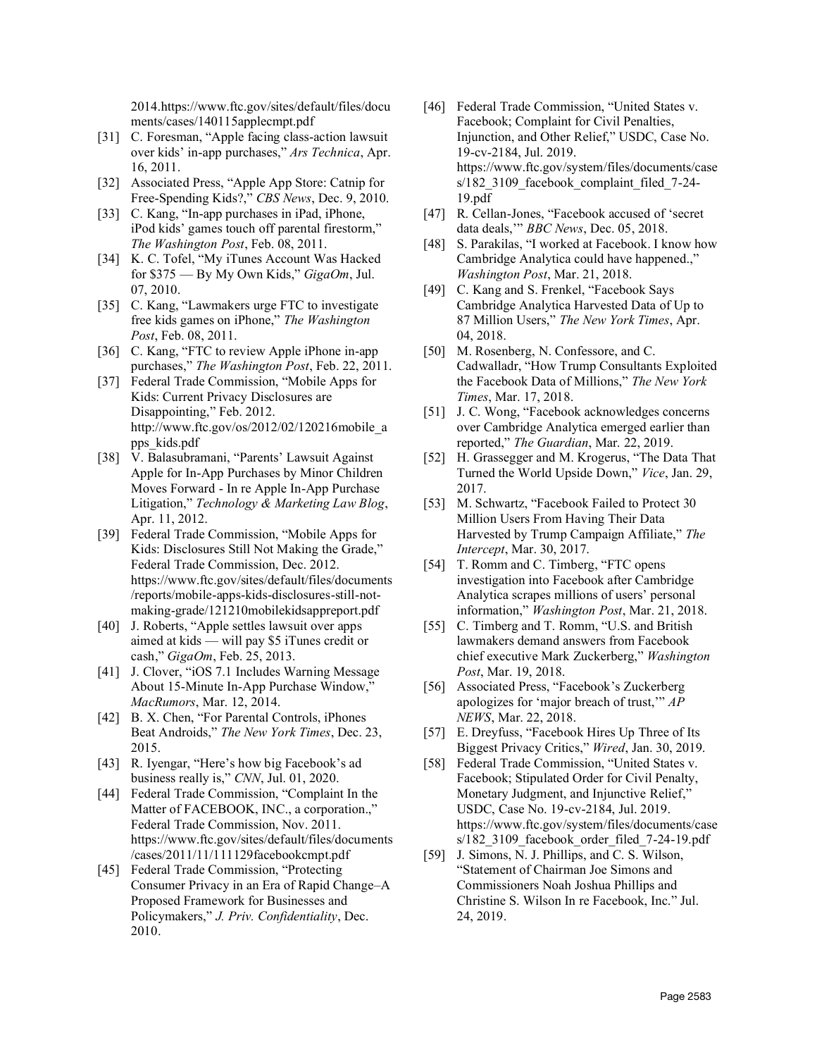2014.https://www.ftc.gov/sites/default/files/documents/cases/140115applecmpt.pdf

[31] C. Foresman, "Apple facing class-action lawsuit over kids' in-app purchases," *Ars Technica*, Apr. 16, 2011.

[32] Associated Press, "Apple App Store: Catnip for Free-Spending Kids?," *CBS News*, Dec. 9, 2010.

[33] C. Kang, "In-app purchases in iPad, iPhone, iPod kids' games touch off parental firestorm," *The Washington Post*, Feb. 08, 2011.

[34] K. C. Tofel, "My iTunes Account Was Hacked for $375 — By My Own Kids," *GigaOm*, Jul. 07, 2010.

[35] C. Kang, "Lawmakers urge FTC to investigate free kids games on iPhone," *The Washington Post*, Feb. 08, 2011.

[36] C. Kang, "FTC to review Apple iPhone in-app purchases," *The Washington Post*, Feb. 22, 2011.

[37] Federal Trade Commission, "Mobile Apps for Kids: Current Privacy Disclosures are Disappointing," Feb. 2012. http://www.ftc.gov/os/2012/02/120216mobile_apps_kids.pdf

[38] V. Balasubramani, "Parents' Lawsuit Against Apple for In-App Purchases by Minor Children Moves Forward - In re Apple In-App Purchase Litigation," *Technology & Marketing Law Blog*, Apr. 11, 2012.

[39] Federal Trade Commission, "Mobile Apps for Kids: Disclosures Still Not Making the Grade," Federal Trade Commission, Dec. 2012. https://www.ftc.gov/sites/default/files/documents/reports/mobile-apps-kids-disclosures-still-not-making-grade/121210mobilekidsappreport.pdf

[40] J. Roberts, "Apple settles lawsuit over apps aimed at kids — will pay $5 iTunes credit or cash," *GigaOm*, Feb. 25, 2013.

[41] J. Clover, "iOS 7.1 Includes Warning Message About 15-Minute In-App Purchase Window," *MacRumors*, Mar. 12, 2014.

[42] B. X. Chen, "For Parental Controls, iPhones Beat Androids," *The New York Times*, Dec. 23, 2015.

[43] R. Iyengar, "Here's how big Facebook's ad business really is," *CNN*, Jul. 01, 2020.

[44] Federal Trade Commission, "Complaint In the Matter of FACEBOOK, INC., a corporation.," Federal Trade Commission, Nov. 2011. https://www.ftc.gov/sites/default/files/documents/cases/2011/11/111129facebookcmpt.pdf

[45] Federal Trade Commission, "Protecting Consumer Privacy in an Era of Rapid Change–A Proposed Framework for Businesses and Policymakers," *J. Priv. Confidentiality*, Dec. 2010.

[46] Federal Trade Commission, "United States v. Facebook; Complaint for Civil Penalties, Injunction, and Other Relief," USDC, Case No. 19-cv-2184, Jul. 2019. https://www.ftc.gov/system/files/documents/cases/182_3109_facebook_complaint_filed_7-24-19.pdf

[47] R. Cellan-Jones, "Facebook accused of 'secret data deals,'" *BBC News*, Dec. 05, 2018.

[48] S. Parakilas, "I worked at Facebook. I know how Cambridge Analytica could have happened.," *Washington Post*, Mar. 21, 2018.

[49] C. Kang and S. Frenkel, "Facebook Says Cambridge Analytica Harvested Data of Up to 87 Million Users," *The New York Times*, Apr. 04, 2018.

[50] M. Rosenberg, N. Confessore, and C. Cadwalladr, "How Trump Consultants Exploited the Facebook Data of Millions," *The New York Times*, Mar. 17, 2018.

[51] J. C. Wong, "Facebook acknowledges concerns over Cambridge Analytica emerged earlier than reported," *The Guardian*, Mar. 22, 2019.

[52] H. Grassegger and M. Krogerus, "The Data That Turned the World Upside Down," *Vice*, Jan. 29, 2017.

[53] M. Schwartz, "Facebook Failed to Protect 30 Million Users From Having Their Data Harvested by Trump Campaign Affiliate," *The Intercept*, Mar. 30, 2017.

[54] T. Romm and C. Timberg, "FTC opens investigation into Facebook after Cambridge Analytica scrapes millions of users' personal information," *Washington Post*, Mar. 21, 2018.

[55] C. Timberg and T. Romm, "U.S. and British lawmakers demand answers from Facebook chief executive Mark Zuckerberg," *Washington Post*, Mar. 19, 2018.

[56] Associated Press, "Facebook's Zuckerberg apologizes for 'major breach of trust,'" *AP NEWS*, Mar. 22, 2018.

[57] E. Dreyfuss, "Facebook Hires Up Three of Its Biggest Privacy Critics," *Wired*, Jan. 30, 2019.

[58] Federal Trade Commission, "United States v. Facebook; Stipulated Order for Civil Penalty, Monetary Judgment, and Injunctive Relief," USDC, Case No. 19-cv-2184, Jul. 2019. https://www.ftc.gov/system/files/documents/cases/182_3109_facebook_order_filed_7-24-19.pdf

[59] J. Simons, N. J. Phillips, and C. S. Wilson, "Statement of Chairman Joe Simons and Commissioners Noah Joshua Phillips and Christine S. Wilson In re Facebook, Inc." Jul. 24, 2019.